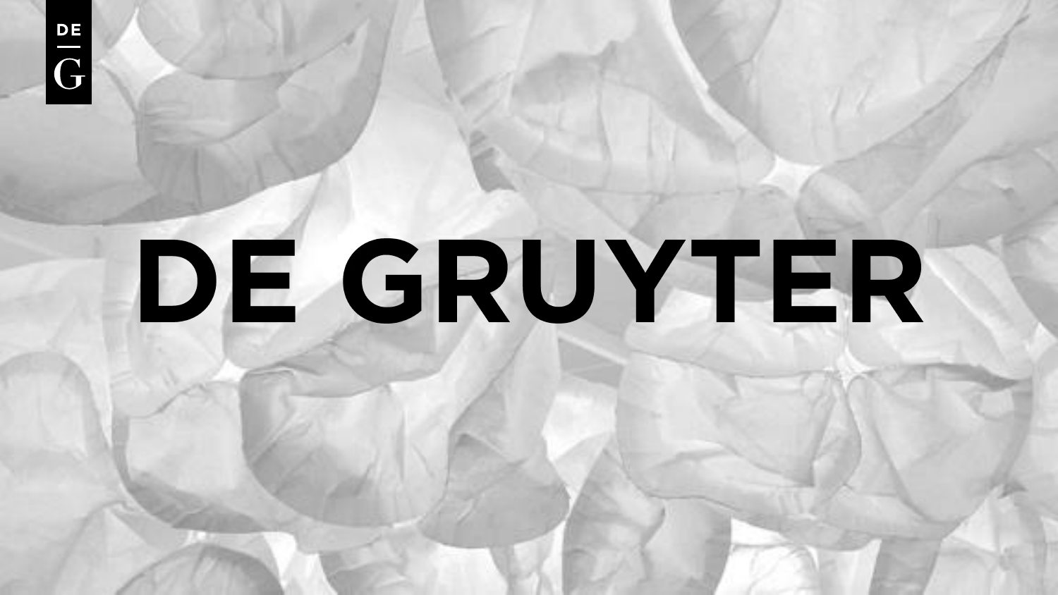DE

G

# DE GRUYTER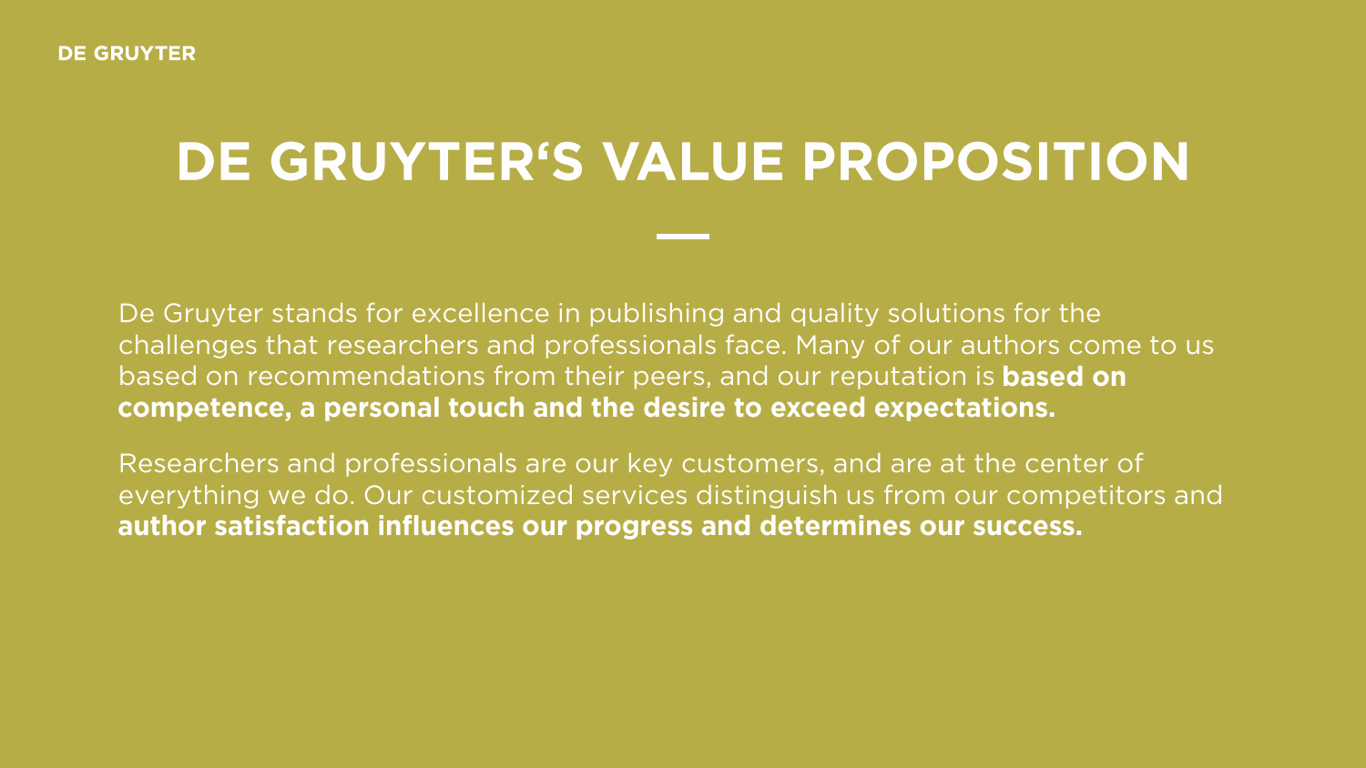# DE GRUYTER‘S VALUE PROPOSITION

De Gruyter stands for excellence in publishing and quality solutions for the challenges that researchers and professionals face. Many of our authors come to us based on recommendations from their peers, and our reputation is **based on competence, a personal touch and the desire to exceed expectations.**

Researchers and professionals are our key customers, and are at the center of everything we do. Our customized services distinguish us from our competitors and **author satisfaction influences our progress and determines our success.**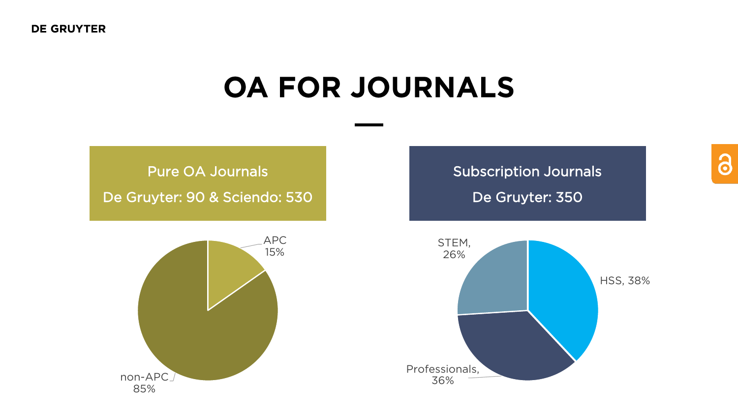# OA FOR JOURNALS

## Pure OA Journals

De Gruyter: 90 & Sciendo: 530

APC
15%

non-APC
85%

## Subscription Journals

De Gruyter: 350

STEM,
26%

HSS, 38%

Professionals,
36%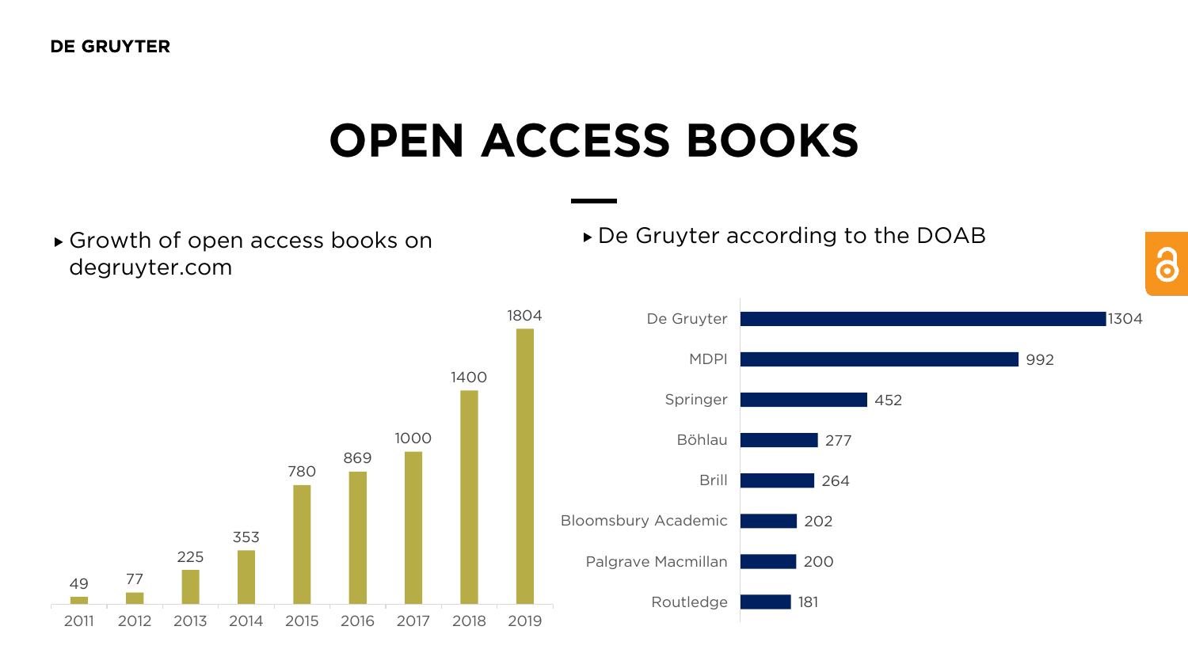# OPEN ACCESS BOOKS

- Growth of open access books on degruyter.com

1804
1400
1000
869
780
353
225
77
49
2011
2012
2013
2014
2015
2016
2017
2018
2019

- De Gruyter according to the DOAB

De Gruyter
1304
MDPI
992
Springer
452
Böhlau
277
Brill
264
Bloomsbury Academic
202
Palgrave Macmillan
200
Routledge
181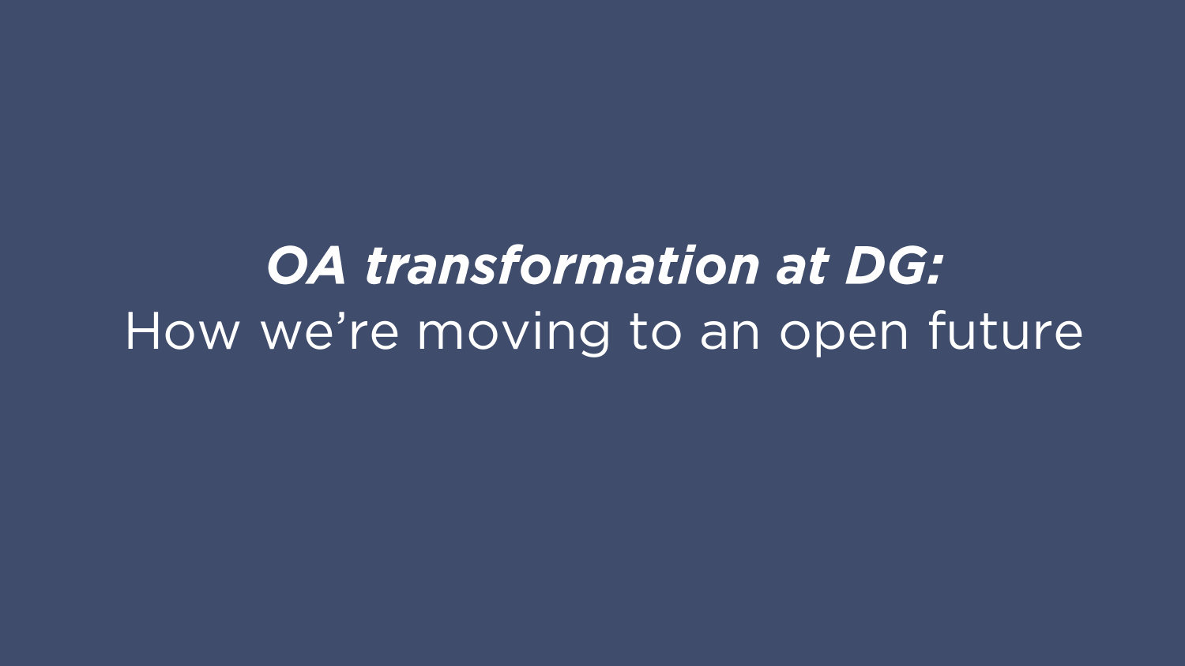# ***OA transformation at DG:*** How we’re moving to an open future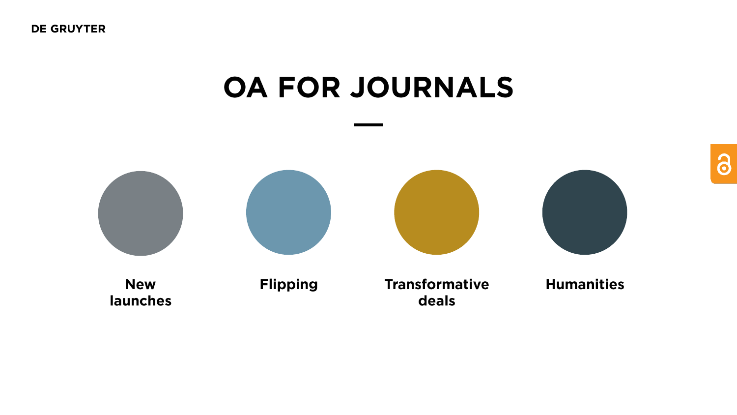# OA FOR JOURNALS

- New launches
- Flipping
- Transformative deals
- Humanities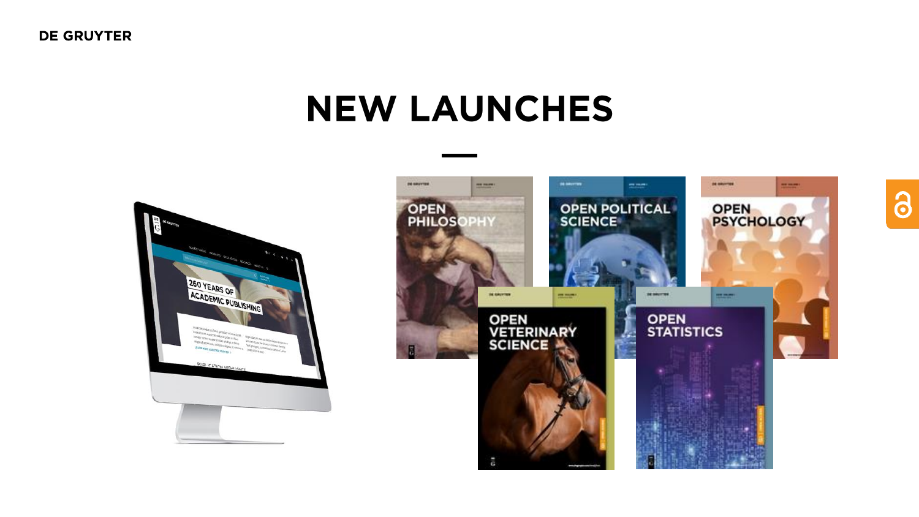# NEW LAUNCHES

OPEN PHILOSOPHY

OPEN POLITICAL SCIENCE

OPEN PSYCHOLOGY

OPEN VETERINARY SCIENCE

OPEN STATISTICS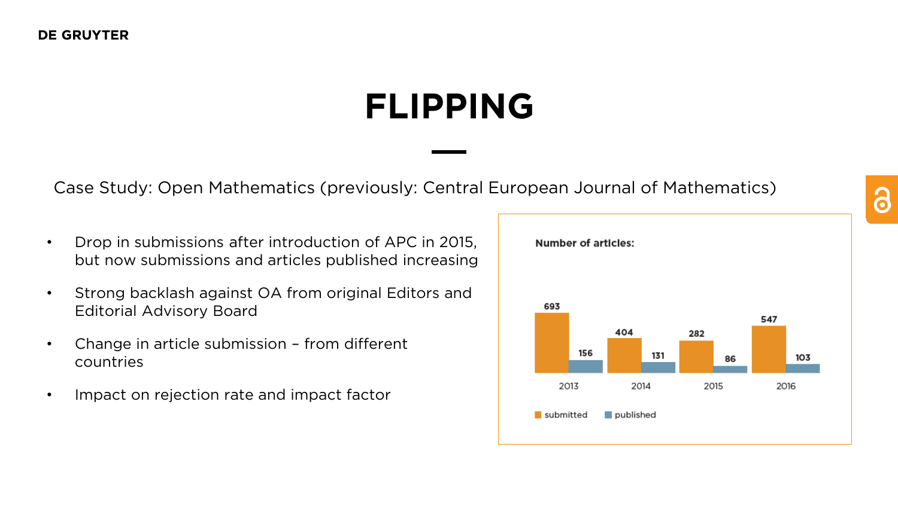# FLIPPING

Case Study: Open Mathematics (previously: Central European Journal of Mathematics)

- Drop in submissions after introduction of APC in 2015, but now submissions and articles published increasing
- Strong backlash against OA from original Editors and Editorial Advisory Board
- Change in article submission – from different countries
- Impact on rejection rate and impact factor

Number of articles:

693
156
2013

404
131
2014

282
86
2015

547
103
2016

submitted
published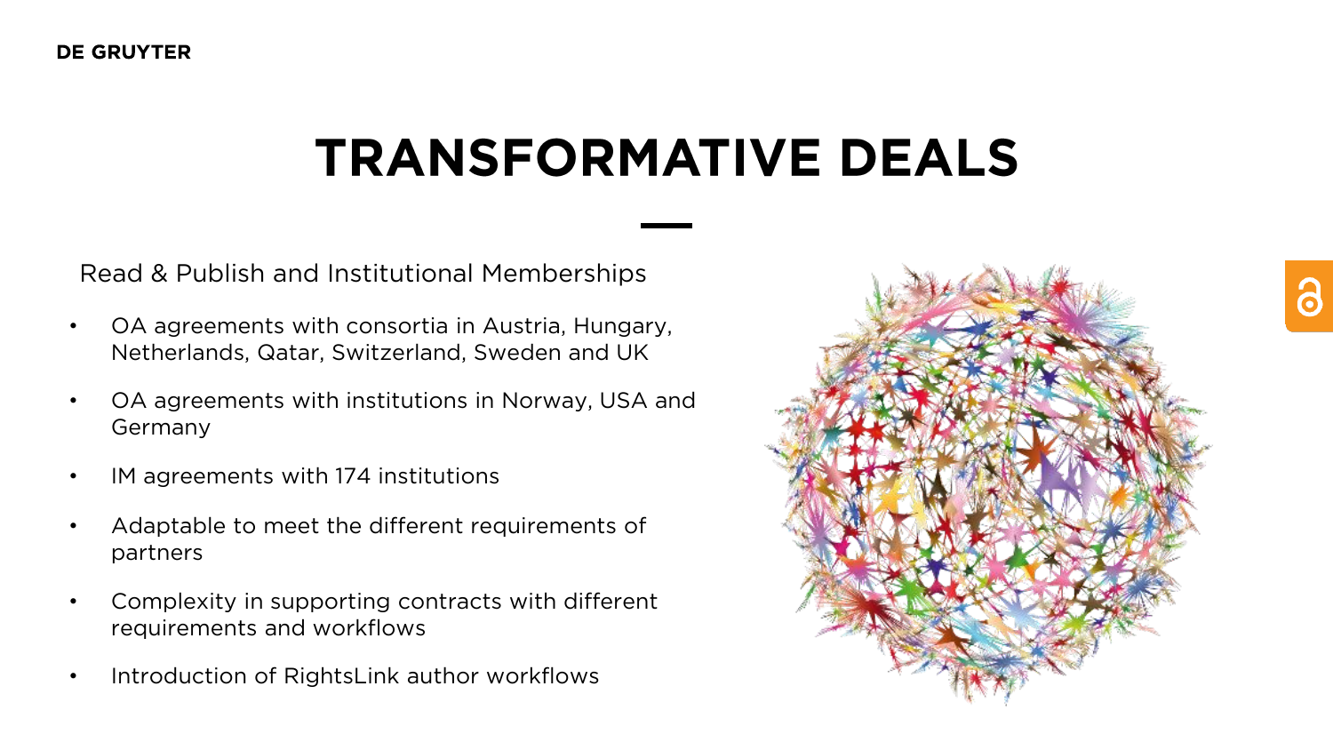# TRANSFORMATIVE DEALS

Read & Publish and Institutional Memberships

- OA agreements with consortia in Austria, Hungary, Netherlands, Qatar, Switzerland, Sweden and UK
- OA agreements with institutions in Norway, USA and Germany
- IM agreements with 174 institutions
- Adaptable to meet the different requirements of partners
- Complexity in supporting contracts with different requirements and workflows
- Introduction of RightsLink author workflows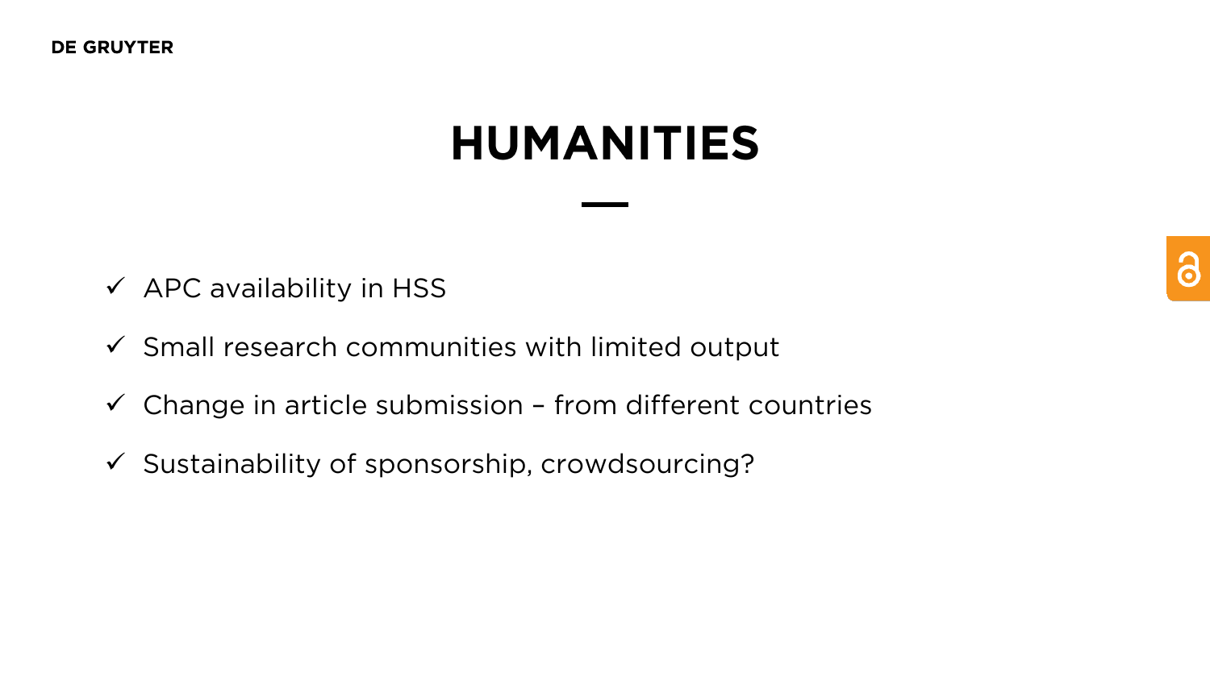# HUMANITIES

- ✓ APC availability in HSS
- ✓ Small research communities with limited output
- ✓ Change in article submission – from different countries
- ✓ Sustainability of sponsorship, crowdsourcing?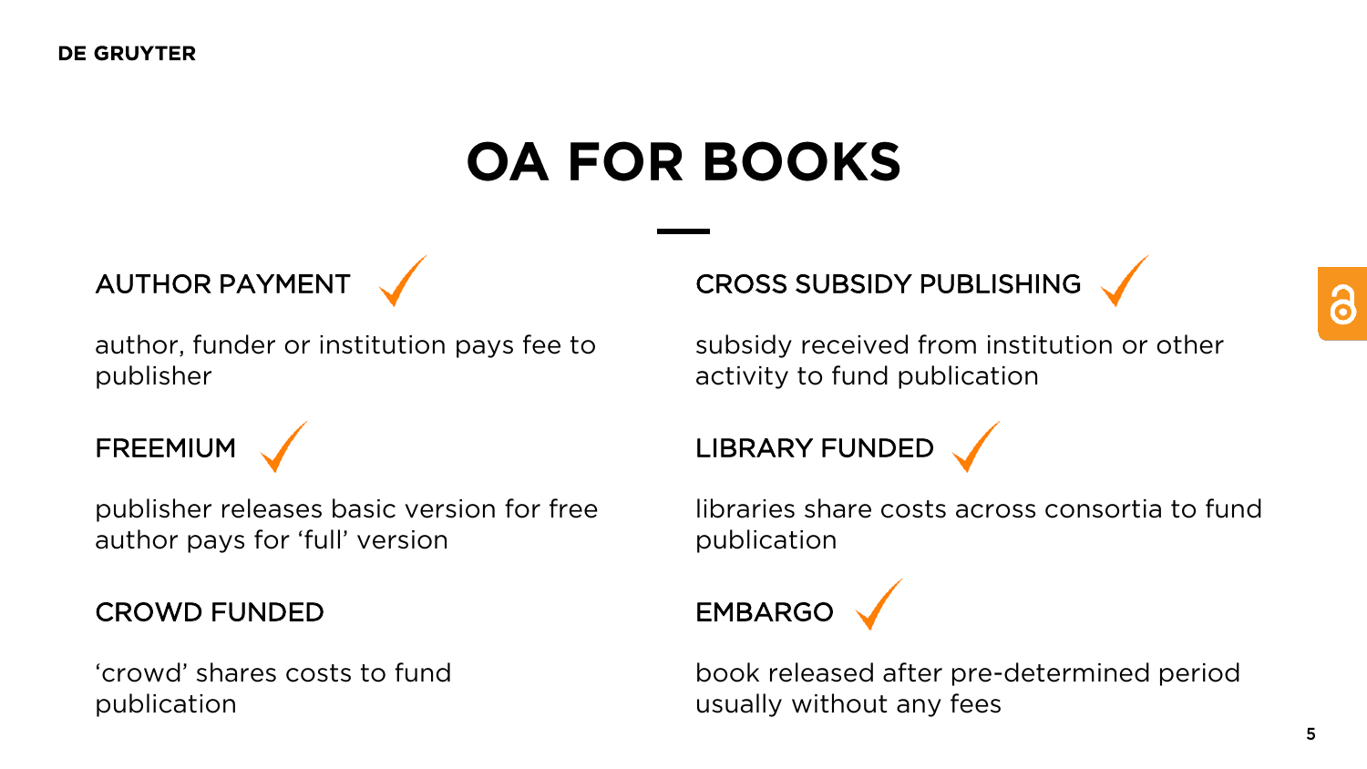# OA FOR BOOKS

## AUTHOR PAYMENT ✓

author, funder or institution pays fee to publisher

## FREEMIUM ✓

publisher releases basic version for free
author pays for 'full' version

## CROWD FUNDED

'crowd' shares costs to fund publication

## CROSS SUBSIDY PUBLISHING ✓

subsidy received from institution or other activity to fund publication

## LIBRARY FUNDED ✓

libraries share costs across consortia to fund publication

## EMBARGO ✓

book released after pre-determined period
usually without any fees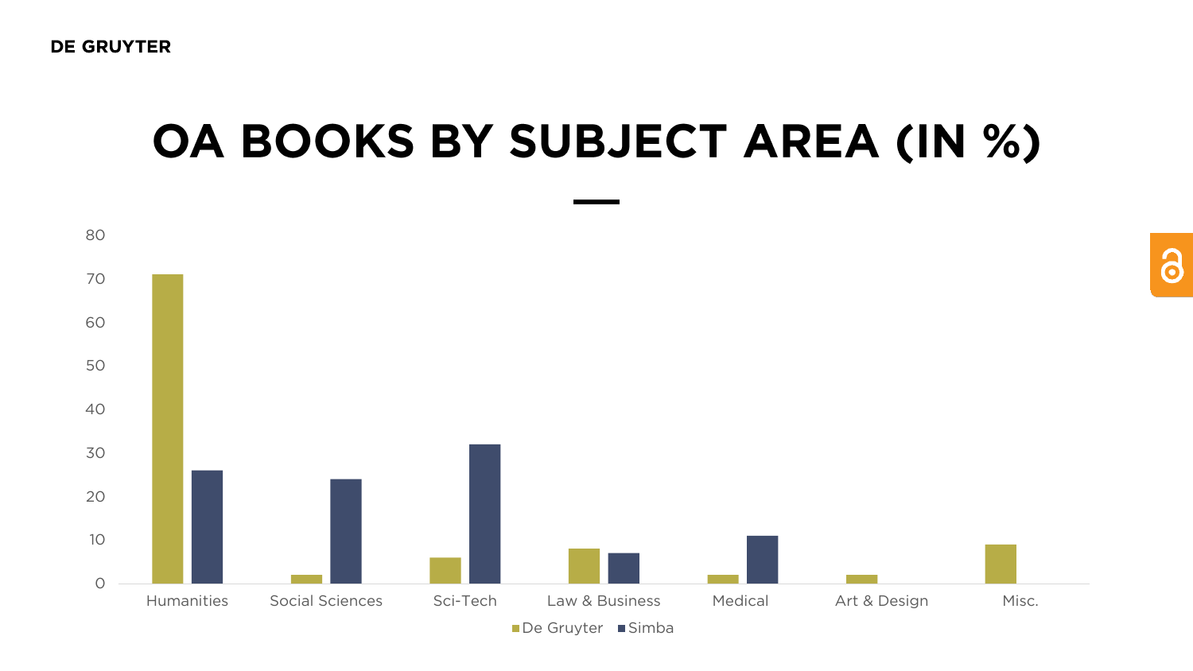# OA BOOKS BY SUBJECT AREA (IN %)

80
70
60
50
40
30
20
10
0

Humanities
Social Sciences
Sci-Tech
Law & Business
Medical
Art & Design
Misc.

De Gruyter
Simba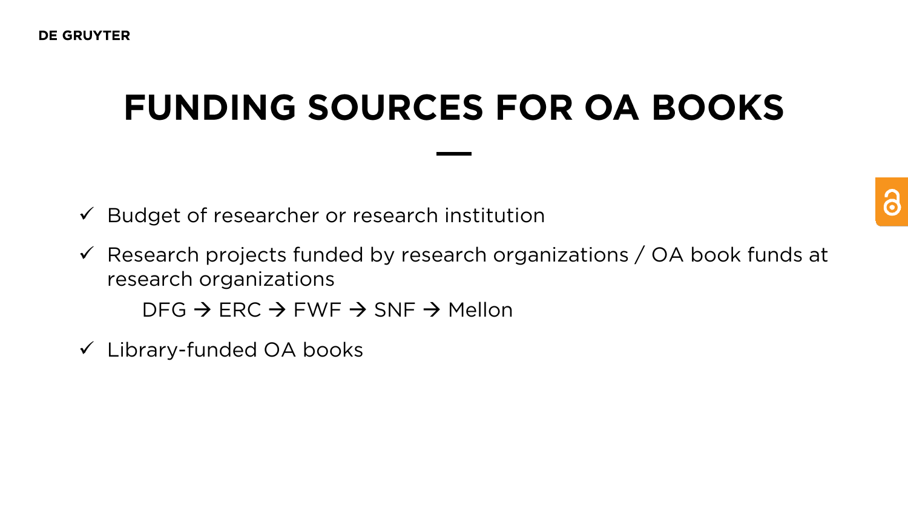# FUNDING SOURCES FOR OA BOOKS

- ✓ Budget of researcher or research institution
- ✓ Research projects funded by research organizations / OA book funds at research organizations

  DFG → ERC → FWF → SNF → Mellon

- ✓ Library-funded OA books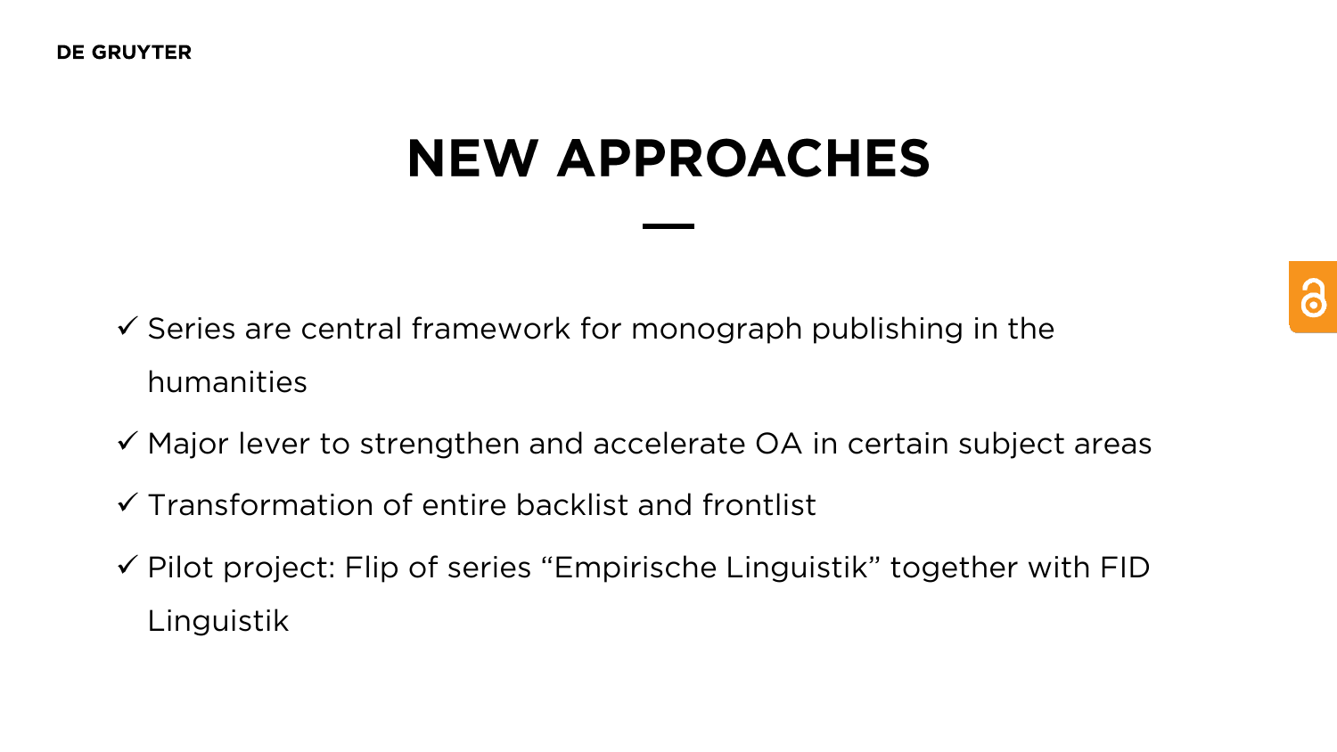# NEW APPROACHES

- ✓ Series are central framework for monograph publishing in the humanities
- ✓ Major lever to strengthen and accelerate OA in certain subject areas
- ✓ Transformation of entire backlist and frontlist
- ✓ Pilot project: Flip of series “Empirische Linguistik” together with FID Linguistik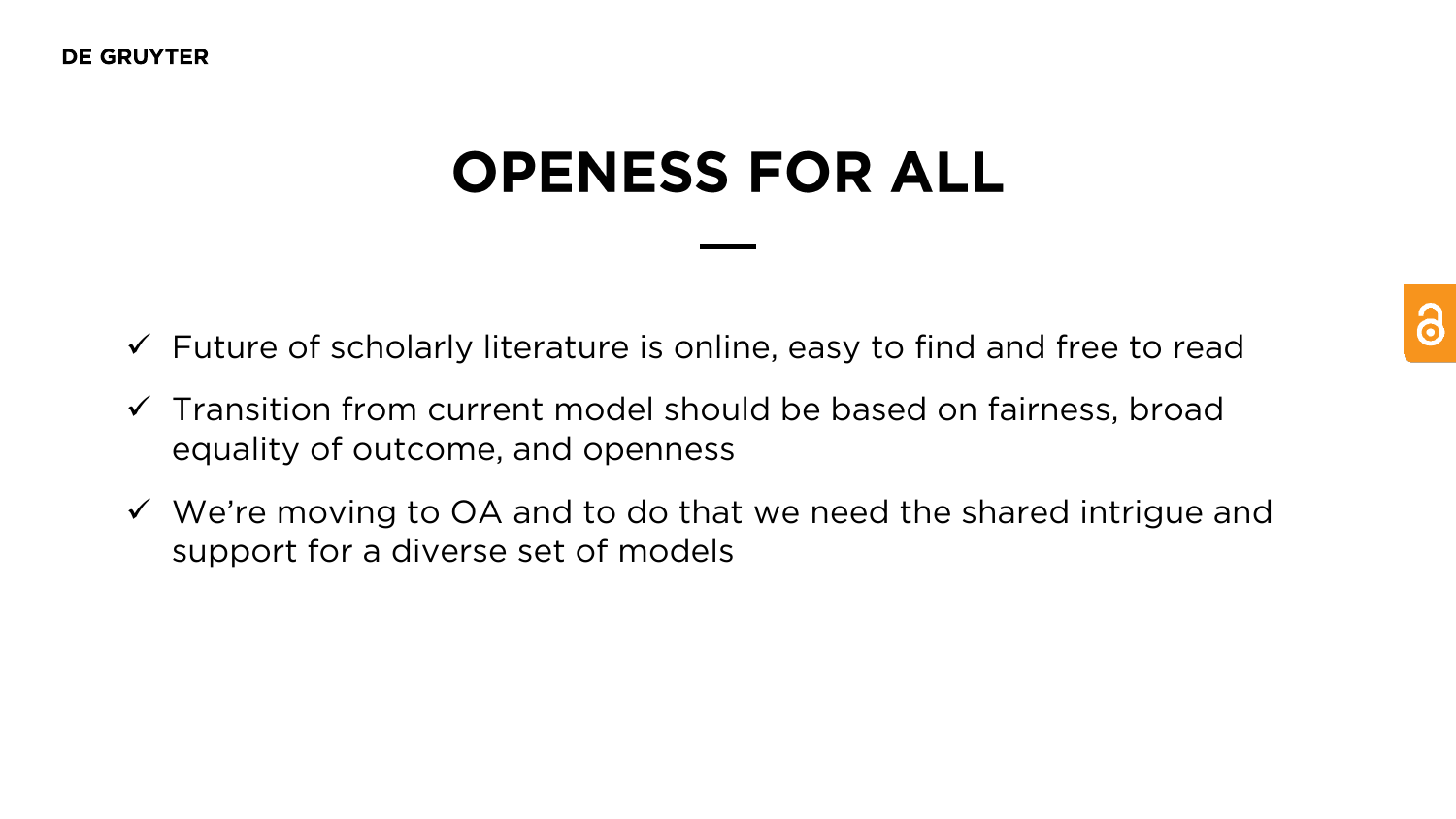# OPENESS FOR ALL

- ✓ Future of scholarly literature is online, easy to find and free to read
- ✓ Transition from current model should be based on fairness, broad equality of outcome, and openness
- ✓ We're moving to OA and to do that we need the shared intrigue and support for a diverse set of models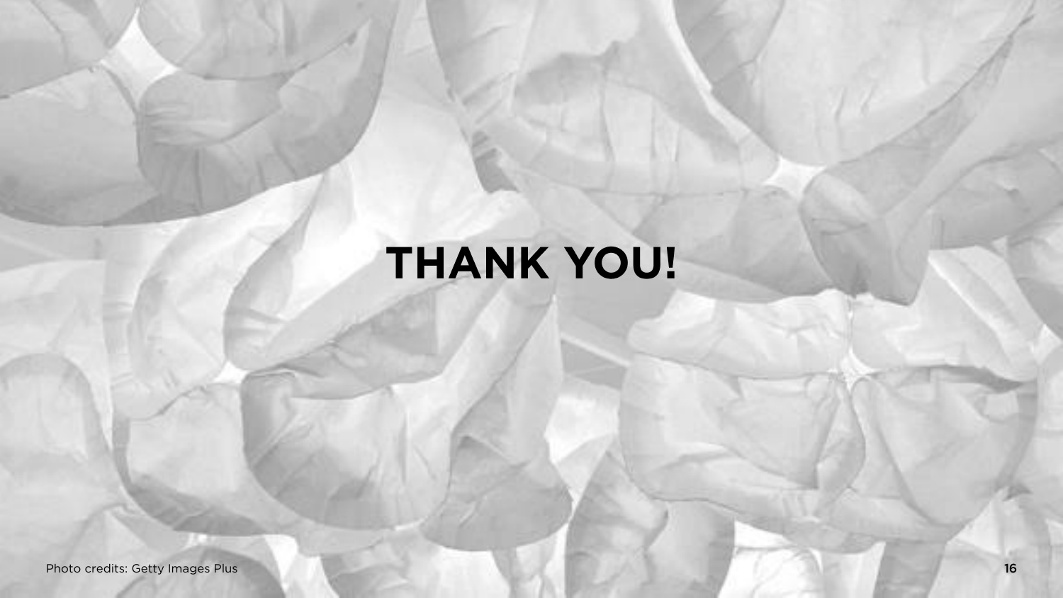# THANK YOU!

Photo credits: Getty Images Plus